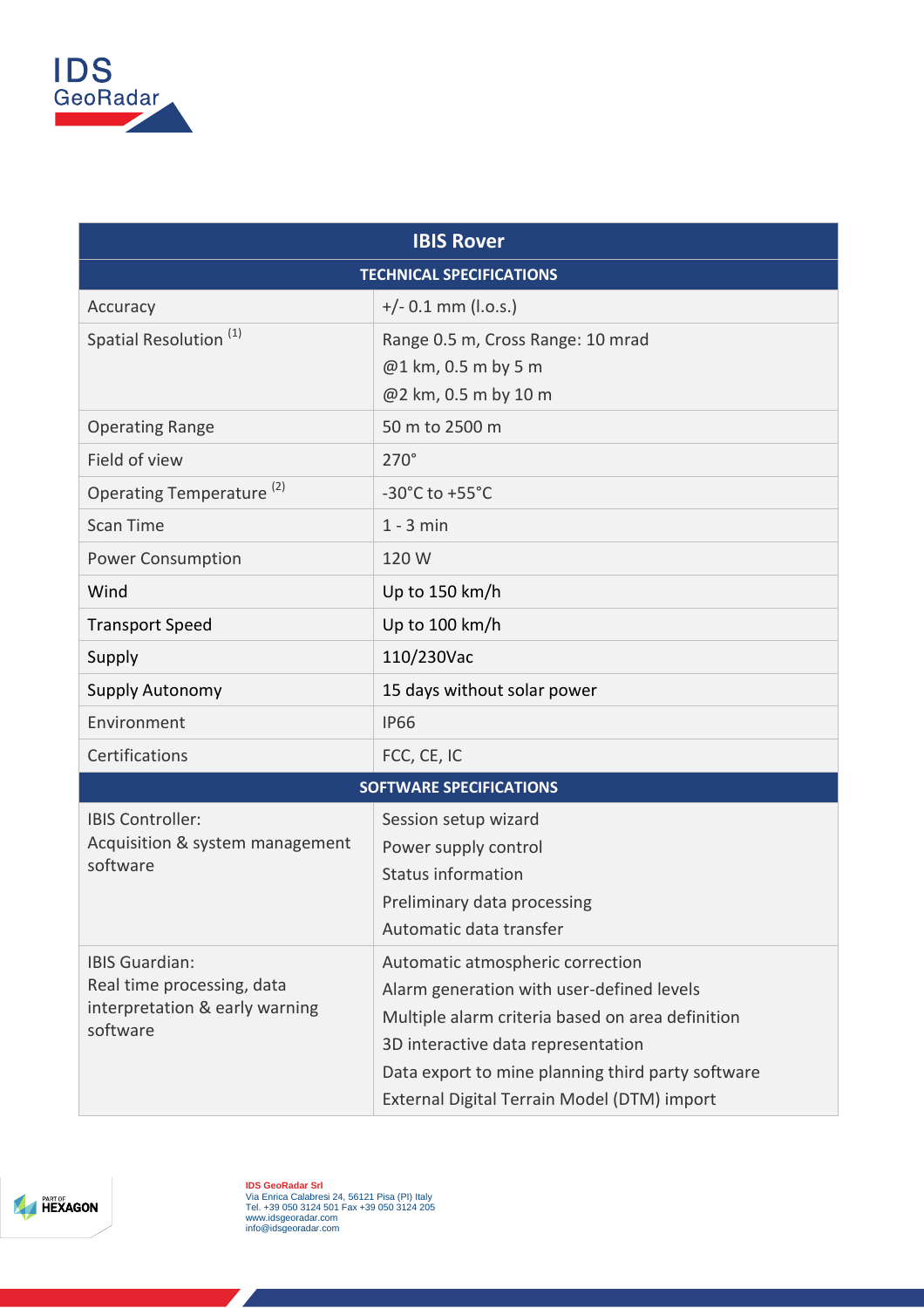IDS GeoRadar

| IBIS Rover | |
|---|---|
| **TECHNICAL SPECIFICATIONS** | |
| Accuracy | +/- 0.1 mm (l.o.s.) |
| Spatial Resolution [1] | Range 0.5 m, Cross Range: 10 mrad<br>@1 km, 0.5 m by 5 m<br>@2 km, 0.5 m by 10 m |
| Operating Range | 50 m to 2500 m |
| Field of view | 270° |
| Operating Temperature [2] | -30°C to +55°C |
| Scan Time | 1 - 3 min |
| Power Consumption | 120 W |
| Wind | Up to 150 km/h |
| Transport Speed | Up to 100 km/h |
| Supply | 110/230Vac |
| Supply Autonomy | 15 days without solar power |
| Environment | IP66 |
| Certifications | FCC, CE, IC |
| **SOFTWARE SPECIFICATIONS** | |
| IBIS Controller:<br>Acquisition & system management software | Session setup wizard<br>Power supply control<br>Status information<br>Preliminary data processing<br>Automatic data transfer |
| IBIS Guardian:<br>Real time processing, data interpretation & early warning software | Automatic atmospheric correction<br>Alarm generation with user-defined levels<br>Multiple alarm criteria based on area definition<br>3D interactive data representation<br>Data export to mine planning third party software<br>External Digital Terrain Model (DTM) import |

PART OF HEXAGON

**IDS GeoRadar Srl**
Via Enrica Calabresi 24, 56121 Pisa (PI) Italy
Tel. +39 050 3124 501 Fax +39 050 3124 205
www.idsgeoradar.com
info@idsgeoradar.com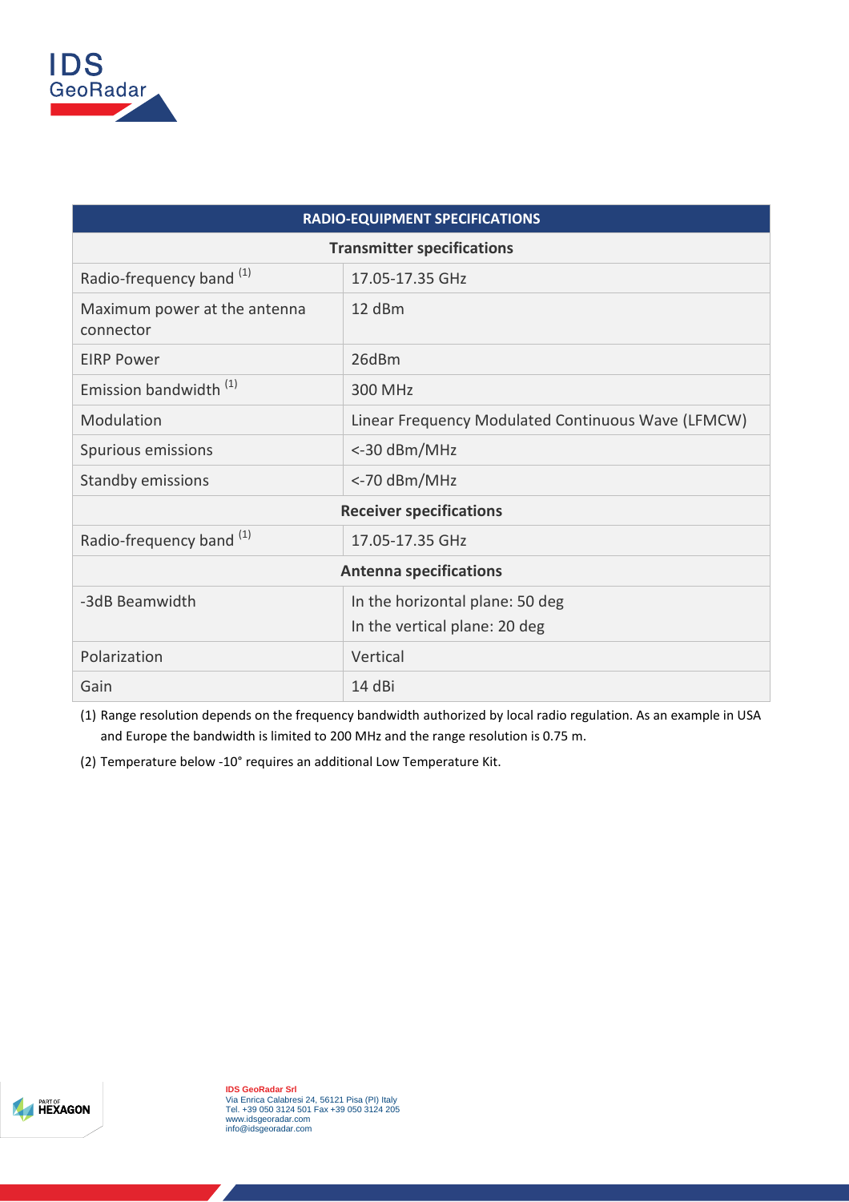| RADIO-EQUIPMENT SPECIFICATIONS | |
|---|---|
| **Transmitter specifications** | |
| Radio-frequency band (1) | 17.05-17.35 GHz |
| Maximum power at the antenna connector | 12 dBm |
| EIRP Power | 26dBm |
| Emission bandwidth (1) | 300 MHz |
| Modulation | Linear Frequency Modulated Continuous Wave (LFMCW) |
| Spurious emissions | <-30 dBm/MHz |
| Standby emissions | <-70 dBm/MHz |
| **Receiver specifications** | |
| Radio-frequency band (1) | 17.05-17.35 GHz |
| **Antenna specifications** | |
| -3dB Beamwidth | In the horizontal plane: 50 deg<br>In the vertical plane: 20 deg |
| Polarization | Vertical |
| Gain | 14 dBi |

(1) Range resolution depends on the frequency bandwidth authorized by local radio regulation. As an example in USA and Europe the bandwidth is limited to 200 MHz and the range resolution is 0.75 m.

(2) Temperature below -10° requires an additional Low Temperature Kit.

**IDS GeoRadar Srl**
Via Enrica Calabresi 24, 56121 Pisa (PI) Italy
Tel. +39 050 3124 501 Fax +39 050 3124 205
www.idsgeoradar.com
info@idsgeoradar.com